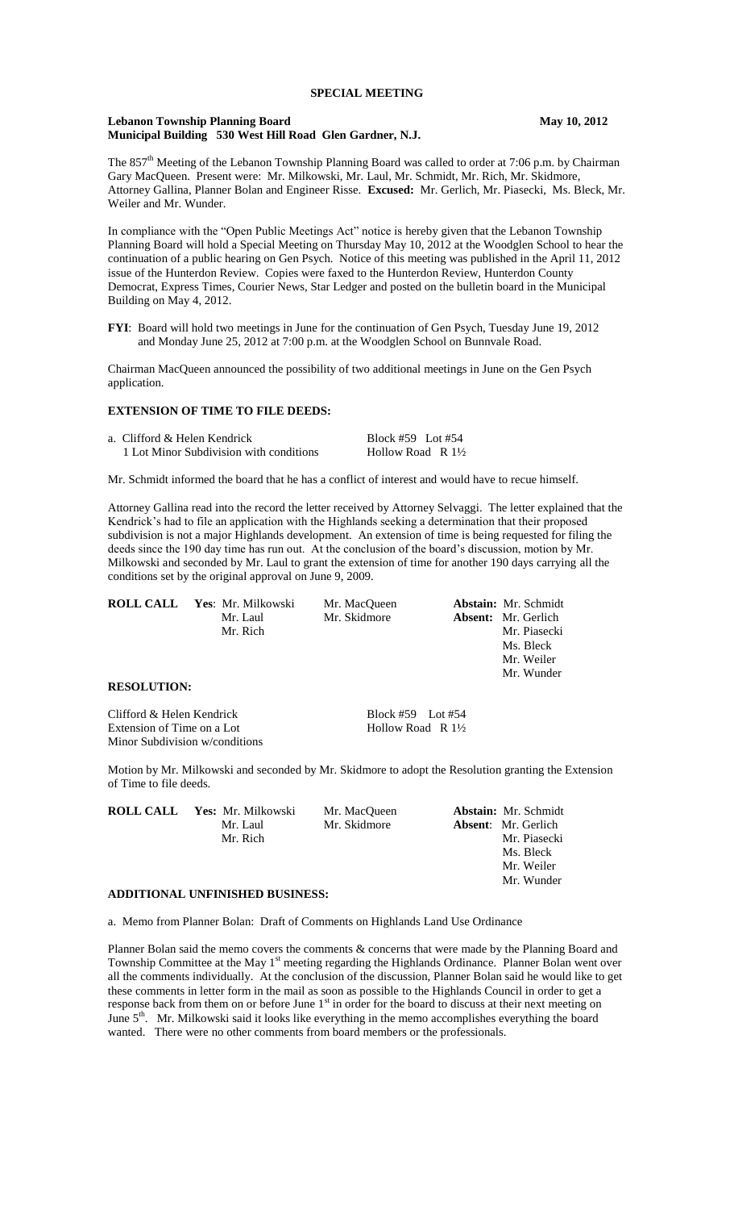# SPECIAL MEETING

**Lebanon Township Planning Board** **May 10, 2012**
**Municipal Building 530 West Hill Road Glen Gardner, N.J.**

The 857[th] Meeting of the Lebanon Township Planning Board was called to order at 7:06 p.m. by Chairman Gary MacQueen. Present were: Mr. Milkowski, Mr. Laul, Mr. Schmidt, Mr. Rich, Mr. Skidmore, Attorney Gallina, Planner Bolan and Engineer Risse. **Excused:** Mr. Gerlich, Mr. Piasecki, Ms. Bleck, Mr. Weiler and Mr. Wunder.

In compliance with the "Open Public Meetings Act" notice is hereby given that the Lebanon Township Planning Board will hold a Special Meeting on Thursday May 10, 2012 at the Woodglen School to hear the continuation of a public hearing on Gen Psych. Notice of this meeting was published in the April 11, 2012 issue of the Hunterdon Review. Copies were faxed to the Hunterdon Review, Hunterdon County Democrat, Express Times, Courier News, Star Ledger and posted on the bulletin board in the Municipal Building on May 4, 2012.

**FYI**: Board will hold two meetings in June for the continuation of Gen Psych, Tuesday June 19, 2012 and Monday June 25, 2012 at 7:00 p.m. at the Woodglen School on Bunnvale Road.

Chairman MacQueen announced the possibility of two additional meetings in June on the Gen Psych application.

## EXTENSION OF TIME TO FILE DEEDS:

a. Clifford & Helen Kendrick — Block #59 Lot #54
1 Lot Minor Subdivision with conditions — Hollow Road R 1½

Mr. Schmidt informed the board that he has a conflict of interest and would have to recue himself.

Attorney Gallina read into the record the letter received by Attorney Selvaggi. The letter explained that the Kendrick's had to file an application with the Highlands seeking a determination that their proposed subdivision is not a major Highlands development. An extension of time is being requested for filing the deeds since the 190 day time has run out. At the conclusion of the board's discussion, motion by Mr. Milkowski and seconded by Mr. Laul to grant the extension of time for another 190 days carrying all the conditions set by the original approval on June 9, 2009.

| **ROLL CALL** | **Yes**: Mr. Milkowski | Mr. MacQueen | **Abstain:** Mr. Schmidt |
|---|---|---|---|
| | Mr. Laul | Mr. Skidmore | **Absent:** Mr. Gerlich |
| | Mr. Rich | | Mr. Piasecki |
| | | | Ms. Bleck |
| | | | Mr. Weiler |
| | | | Mr. Wunder |

## RESOLUTION:

Clifford & Helen Kendrick — Block #59 Lot #54
Extension of Time on a Lot — Hollow Road R 1½
Minor Subdivision w/conditions

Motion by Mr. Milkowski and seconded by Mr. Skidmore to adopt the Resolution granting the Extension of Time to file deeds.

| **ROLL CALL** | **Yes:** Mr. Milkowski | Mr. MacQueen | **Abstain:** Mr. Schmidt |
|---|---|---|---|
| | Mr. Laul | Mr. Skidmore | **Absent**: Mr. Gerlich |
| | Mr. Rich | | Mr. Piasecki |
| | | | Ms. Bleck |
| | | | Mr. Weiler |
| | | | Mr. Wunder |

## ADDITIONAL UNFINISHED BUSINESS:

a. Memo from Planner Bolan: Draft of Comments on Highlands Land Use Ordinance

Planner Bolan said the memo covers the comments & concerns that were made by the Planning Board and Township Committee at the May 1[st] meeting regarding the Highlands Ordinance. Planner Bolan went over all the comments individually. At the conclusion of the discussion, Planner Bolan said he would like to get these comments in letter form in the mail as soon as possible to the Highlands Council in order to get a response back from them on or before June 1[st] in order for the board to discuss at their next meeting on June 5[th]. Mr. Milkowski said it looks like everything in the memo accomplishes everything the board wanted. There were no other comments from board members or the professionals.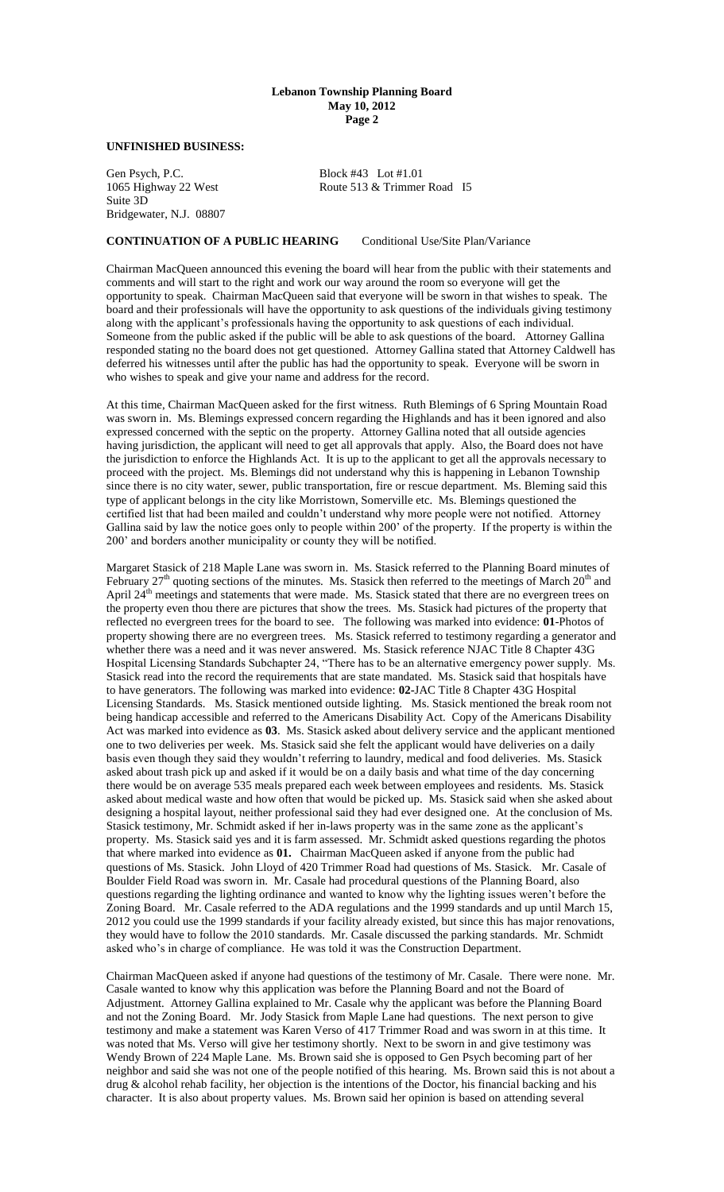**UNFINISHED BUSINESS:**

Gen Psych, P.C.
1065 Highway 22 West
Suite 3D
Bridgewater, N.J. 08807

Block #43 Lot #1.01
Route 513 & Trimmer Road I5

**CONTINUATION OF A PUBLIC HEARING** Conditional Use/Site Plan/Variance

Chairman MacQueen announced this evening the board will hear from the public with their statements and comments and will start to the right and work our way around the room so everyone will get the opportunity to speak. Chairman MacQueen said that everyone will be sworn in that wishes to speak. The board and their professionals will have the opportunity to ask questions of the individuals giving testimony along with the applicant's professionals having the opportunity to ask questions of each individual. Someone from the public asked if the public will be able to ask questions of the board. Attorney Gallina responded stating no the board does not get questioned. Attorney Gallina stated that Attorney Caldwell has deferred his witnesses until after the public has had the opportunity to speak. Everyone will be sworn in who wishes to speak and give your name and address for the record.

At this time, Chairman MacQueen asked for the first witness. Ruth Blemings of 6 Spring Mountain Road was sworn in. Ms. Blemings expressed concern regarding the Highlands and has it been ignored and also expressed concerned with the septic on the property. Attorney Gallina noted that all outside agencies having jurisdiction, the applicant will need to get all approvals that apply. Also, the Board does not have the jurisdiction to enforce the Highlands Act. It is up to the applicant to get all the approvals necessary to proceed with the project. Ms. Blemings did not understand why this is happening in Lebanon Township since there is no city water, sewer, public transportation, fire or rescue department. Ms. Bleming said this type of applicant belongs in the city like Morristown, Somerville etc. Ms. Blemings questioned the certified list that had been mailed and couldn't understand why more people were not notified. Attorney Gallina said by law the notice goes only to people within 200' of the property. If the property is within the 200' and borders another municipality or county they will be notified.

Margaret Stasick of 218 Maple Lane was sworn in. Ms. Stasick referred to the Planning Board minutes of February 27[th] quoting sections of the minutes. Ms. Stasick then referred to the meetings of March 20[th] and April 24[th] meetings and statements that were made. Ms. Stasick stated that there are no evergreen trees on the property even thou there are pictures that show the trees. Ms. Stasick had pictures of the property that reflected no evergreen trees for the board to see. The following was marked into evidence: **01**-Photos of property showing there are no evergreen trees. Ms. Stasick referred to testimony regarding a generator and whether there was a need and it was never answered. Ms. Stasick reference NJAC Title 8 Chapter 43G Hospital Licensing Standards Subchapter 24, "There has to be an alternative emergency power supply. Ms. Stasick read into the record the requirements that are state mandated. Ms. Stasick said that hospitals have to have generators. The following was marked into evidence: **02**-JAC Title 8 Chapter 43G Hospital Licensing Standards. Ms. Stasick mentioned outside lighting. Ms. Stasick mentioned the break room not being handicap accessible and referred to the Americans Disability Act. Copy of the Americans Disability Act was marked into evidence as **03**. Ms. Stasick asked about delivery service and the applicant mentioned one to two deliveries per week. Ms. Stasick said she felt the applicant would have deliveries on a daily basis even though they said they wouldn't referring to laundry, medical and food deliveries. Ms. Stasick asked about trash pick up and asked if it would be on a daily basis and what time of the day concerning there would be on average 535 meals prepared each week between employees and residents. Ms. Stasick asked about medical waste and how often that would be picked up. Ms. Stasick said when she asked about designing a hospital layout, neither professional said they had ever designed one. At the conclusion of Ms. Stasick testimony, Mr. Schmidt asked if her in-laws property was in the same zone as the applicant's property. Ms. Stasick said yes and it is farm assessed. Mr. Schmidt asked questions regarding the photos that where marked into evidence as **01.** Chairman MacQueen asked if anyone from the public had questions of Ms. Stasick. John Lloyd of 420 Trimmer Road had questions of Ms. Stasick. Mr. Casale of Boulder Field Road was sworn in. Mr. Casale had procedural questions of the Planning Board, also questions regarding the lighting ordinance and wanted to know why the lighting issues weren't before the Zoning Board. Mr. Casale referred to the ADA regulations and the 1999 standards and up until March 15, 2012 you could use the 1999 standards if your facility already existed, but since this has major renovations, they would have to follow the 2010 standards. Mr. Casale discussed the parking standards. Mr. Schmidt asked who's in charge of compliance. He was told it was the Construction Department.

Chairman MacQueen asked if anyone had questions of the testimony of Mr. Casale. There were none. Mr. Casale wanted to know why this application was before the Planning Board and not the Board of Adjustment. Attorney Gallina explained to Mr. Casale why the applicant was before the Planning Board and not the Zoning Board. Mr. Jody Stasick from Maple Lane had questions. The next person to give testimony and make a statement was Karen Verso of 417 Trimmer Road and was sworn in at this time. It was noted that Ms. Verso will give her testimony shortly. Next to be sworn in and give testimony was Wendy Brown of 224 Maple Lane. Ms. Brown said she is opposed to Gen Psych becoming part of her neighbor and said she was not one of the people notified of this hearing. Ms. Brown said this is not about a drug & alcohol rehab facility, her objection is the intentions of the Doctor, his financial backing and his character. It is also about property values. Ms. Brown said her opinion is based on attending several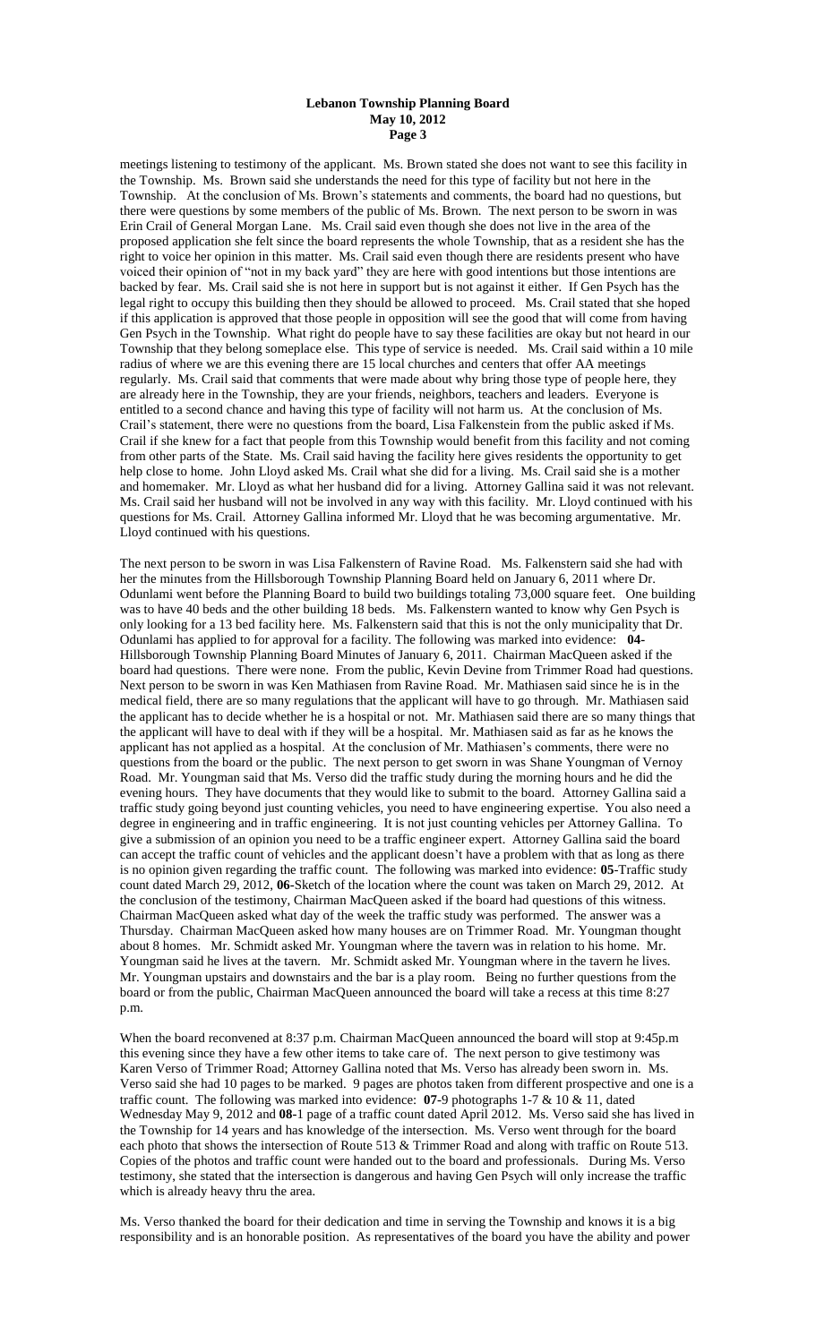meetings listening to testimony of the applicant. Ms. Brown stated she does not want to see this facility in the Township. Ms. Brown said she understands the need for this type of facility but not here in the Township. At the conclusion of Ms. Brown's statements and comments, the board had no questions, but there were questions by some members of the public of Ms. Brown. The next person to be sworn in was Erin Crail of General Morgan Lane. Ms. Crail said even though she does not live in the area of the proposed application she felt since the board represents the whole Township, that as a resident she has the right to voice her opinion in this matter. Ms. Crail said even though there are residents present who have voiced their opinion of "not in my back yard" they are here with good intentions but those intentions are backed by fear. Ms. Crail said she is not here in support but is not against it either. If Gen Psych has the legal right to occupy this building then they should be allowed to proceed. Ms. Crail stated that she hoped if this application is approved that those people in opposition will see the good that will come from having Gen Psych in the Township. What right do people have to say these facilities are okay but not heard in our Township that they belong someplace else. This type of service is needed. Ms. Crail said within a 10 mile radius of where we are this evening there are 15 local churches and centers that offer AA meetings regularly. Ms. Crail said that comments that were made about why bring those type of people here, they are already here in the Township, they are your friends, neighbors, teachers and leaders. Everyone is entitled to a second chance and having this type of facility will not harm us. At the conclusion of Ms. Crail's statement, there were no questions from the board, Lisa Falkenstein from the public asked if Ms. Crail if she knew for a fact that people from this Township would benefit from this facility and not coming from other parts of the State. Ms. Crail said having the facility here gives residents the opportunity to get help close to home. John Lloyd asked Ms. Crail what she did for a living. Ms. Crail said she is a mother and homemaker. Mr. Lloyd as what her husband did for a living. Attorney Gallina said it was not relevant. Ms. Crail said her husband will not be involved in any way with this facility. Mr. Lloyd continued with his questions for Ms. Crail. Attorney Gallina informed Mr. Lloyd that he was becoming argumentative. Mr. Lloyd continued with his questions.

The next person to be sworn in was Lisa Falkenstern of Ravine Road. Ms. Falkenstern said she had with her the minutes from the Hillsborough Township Planning Board held on January 6, 2011 where Dr. Odunlami went before the Planning Board to build two buildings totaling 73,000 square feet. One building was to have 40 beds and the other building 18 beds. Ms. Falkenstern wanted to know why Gen Psych is only looking for a 13 bed facility here. Ms. Falkenstern said that this is not the only municipality that Dr. Odunlami has applied to for approval for a facility. The following was marked into evidence: **04**-Hillsborough Township Planning Board Minutes of January 6, 2011. Chairman MacQueen asked if the board had questions. There were none. From the public, Kevin Devine from Trimmer Road had questions. Next person to be sworn in was Ken Mathiasen from Ravine Road. Mr. Mathiasen said since he is in the medical field, there are so many regulations that the applicant will have to go through. Mr. Mathiasen said the applicant has to decide whether he is a hospital or not. Mr. Mathiasen said there are so many things that the applicant will have to deal with if they will be a hospital. Mr. Mathiasen said as far as he knows the applicant has not applied as a hospital. At the conclusion of Mr. Mathiasen's comments, there were no questions from the board or the public. The next person to get sworn in was Shane Youngman of Vernoy Road. Mr. Youngman said that Ms. Verso did the traffic study during the morning hours and he did the evening hours. They have documents that they would like to submit to the board. Attorney Gallina said a traffic study going beyond just counting vehicles, you need to have engineering expertise. You also need a degree in engineering and in traffic engineering. It is not just counting vehicles per Attorney Gallina. To give a submission of an opinion you need to be a traffic engineer expert. Attorney Gallina said the board can accept the traffic count of vehicles and the applicant doesn't have a problem with that as long as there is no opinion given regarding the traffic count. The following was marked into evidence: **05**-Traffic study count dated March 29, 2012, **06**-Sketch of the location where the count was taken on March 29, 2012. At the conclusion of the testimony, Chairman MacQueen asked if the board had questions of this witness. Chairman MacQueen asked what day of the week the traffic study was performed. The answer was a Thursday. Chairman MacQueen asked how many houses are on Trimmer Road. Mr. Youngman thought about 8 homes. Mr. Schmidt asked Mr. Youngman where the tavern was in relation to his home. Mr. Youngman said he lives at the tavern. Mr. Schmidt asked Mr. Youngman where in the tavern he lives. Mr. Youngman upstairs and downstairs and the bar is a play room. Being no further questions from the board or from the public, Chairman MacQueen announced the board will take a recess at this time 8:27 p.m.

When the board reconvened at 8:37 p.m. Chairman MacQueen announced the board will stop at 9:45p.m this evening since they have a few other items to take care of. The next person to give testimony was Karen Verso of Trimmer Road; Attorney Gallina noted that Ms. Verso has already been sworn in. Ms. Verso said she had 10 pages to be marked. 9 pages are photos taken from different prospective and one is a traffic count. The following was marked into evidence: **07**-9 photographs 1-7 & 10 & 11, dated Wednesday May 9, 2012 and **08**-1 page of a traffic count dated April 2012. Ms. Verso said she has lived in the Township for 14 years and has knowledge of the intersection. Ms. Verso went through for the board each photo that shows the intersection of Route 513 & Trimmer Road and along with traffic on Route 513. Copies of the photos and traffic count were handed out to the board and professionals. During Ms. Verso testimony, she stated that the intersection is dangerous and having Gen Psych will only increase the traffic which is already heavy thru the area.

Ms. Verso thanked the board for their dedication and time in serving the Township and knows it is a big responsibility and is an honorable position. As representatives of the board you have the ability and power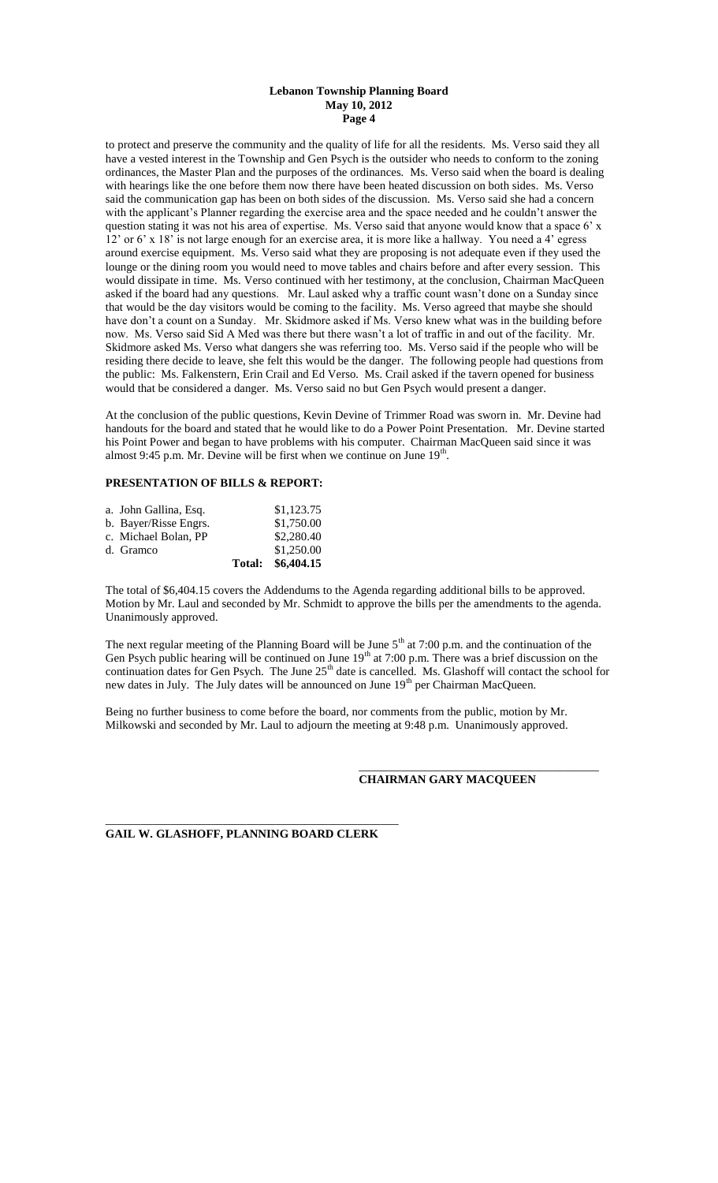to protect and preserve the community and the quality of life for all the residents. Ms. Verso said they all have a vested interest in the Township and Gen Psych is the outsider who needs to conform to the zoning ordinances, the Master Plan and the purposes of the ordinances. Ms. Verso said when the board is dealing with hearings like the one before them now there have been heated discussion on both sides. Ms. Verso said the communication gap has been on both sides of the discussion. Ms. Verso said she had a concern with the applicant's Planner regarding the exercise area and the space needed and he couldn't answer the question stating it was not his area of expertise. Ms. Verso said that anyone would know that a space 6' x 12' or 6' x 18' is not large enough for an exercise area, it is more like a hallway. You need a 4' egress around exercise equipment. Ms. Verso said what they are proposing is not adequate even if they used the lounge or the dining room you would need to move tables and chairs before and after every session. This would dissipate in time. Ms. Verso continued with her testimony, at the conclusion, Chairman MacQueen asked if the board had any questions. Mr. Laul asked why a traffic count wasn't done on a Sunday since that would be the day visitors would be coming to the facility. Ms. Verso agreed that maybe she should have don't a count on a Sunday. Mr. Skidmore asked if Ms. Verso knew what was in the building before now. Ms. Verso said Sid A Med was there but there wasn't a lot of traffic in and out of the facility. Mr. Skidmore asked Ms. Verso what dangers she was referring too. Ms. Verso said if the people who will be residing there decide to leave, she felt this would be the danger. The following people had questions from the public: Ms. Falkenstern, Erin Crail and Ed Verso. Ms. Crail asked if the tavern opened for business would that be considered a danger. Ms. Verso said no but Gen Psych would present a danger.

At the conclusion of the public questions, Kevin Devine of Trimmer Road was sworn in. Mr. Devine had handouts for the board and stated that he would like to do a Power Point Presentation. Mr. Devine started his Point Power and began to have problems with his computer. Chairman MacQueen said since it was almost 9:45 p.m. Mr. Devine will be first when we continue on June 19th.

## PRESENTATION OF BILLS & REPORT:

| | | |
|---|---|---|
| a. John Gallina, Esq. | | $1,123.75 |
| b. Bayer/Risse Engrs. | | $1,750.00 |
| c. Michael Bolan, PP | | $2,280.40 |
| d. Gramco | | $1,250.00 |
| | **Total:** | **$6,404.15** |

The total of $6,404.15 covers the Addendums to the Agenda regarding additional bills to be approved. Motion by Mr. Laul and seconded by Mr. Schmidt to approve the bills per the amendments to the agenda. Unanimously approved.

The next regular meeting of the Planning Board will be June 5th at 7:00 p.m. and the continuation of the Gen Psych public hearing will be continued on June 19th at 7:00 p.m. There was a brief discussion on the continuation dates for Gen Psych. The June 25th date is cancelled. Ms. Glashoff will contact the school for new dates in July. The July dates will be announced on June 19th per Chairman MacQueen.

Being no further business to come before the board, nor comments from the public, motion by Mr. Milkowski and seconded by Mr. Laul to adjourn the meeting at 9:48 p.m. Unanimously approved.

\_\_\_\_\_\_\_\_\_\_\_\_\_\_\_\_\_\_\_\_\_\_\_\_\_\_\_\_\_\_\_\_\_\_\_\_\_\_\_\_

**CHAIRMAN GARY MACQUEEN**

\_\_\_\_\_\_\_\_\_\_\_\_\_\_\_\_\_\_\_\_\_\_\_\_\_\_\_\_\_\_\_\_\_\_\_\_\_\_\_\_

**GAIL W. GLASHOFF, PLANNING BOARD CLERK**